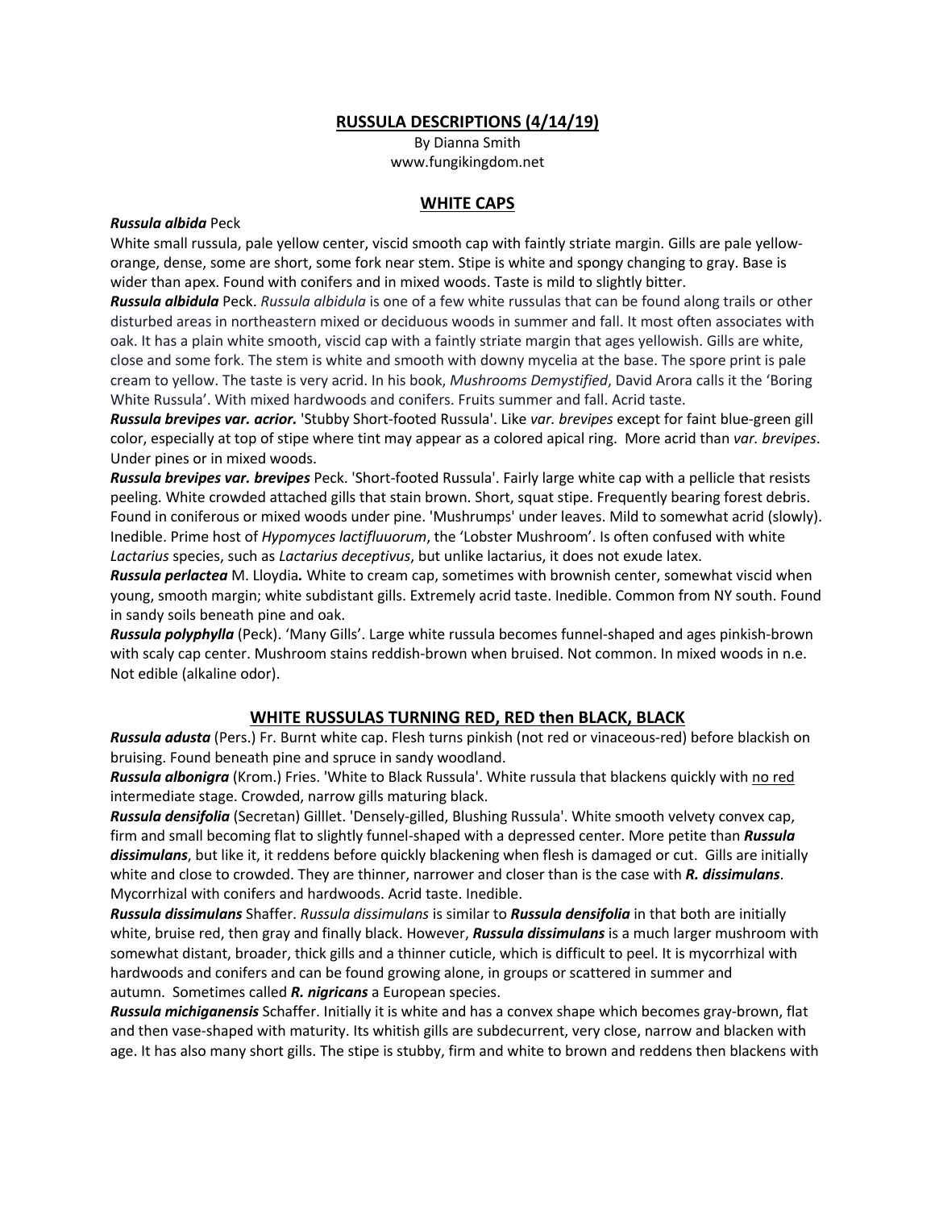# RUSSULA DESCRIPTIONS (4/14/19)

By Dianna Smith
www.fungikingdom.net

## WHITE CAPS

***Russula albida*** Peck
White small russula, pale yellow center, viscid smooth cap with faintly striate margin. Gills are pale yellow-orange, dense, some are short, some fork near stem. Stipe is white and spongy changing to gray. Base is wider than apex. Found with conifers and in mixed woods. Taste is mild to slightly bitter.

***Russula albidula*** Peck. *Russula albidula* is one of a few white russulas that can be found along trails or other disturbed areas in northeastern mixed or deciduous woods in summer and fall. It most often associates with oak. It has a plain white smooth, viscid cap with a faintly striate margin that ages yellowish. Gills are white, close and some fork. The stem is white and smooth with downy mycelia at the base. The spore print is pale cream to yellow. The taste is very acrid. In his book, *Mushrooms Demystified*, David Arora calls it the 'Boring White Russula'. With mixed hardwoods and conifers. Fruits summer and fall. Acrid taste.

***Russula brevipes var. acrior.*** 'Stubby Short-footed Russula'. Like *var. brevipes* except for faint blue-green gill color, especially at top of stipe where tint may appear as a colored apical ring. More acrid than *var. brevipes*. Under pines or in mixed woods.

***Russula brevipes var. brevipes*** Peck. 'Short-footed Russula'. Fairly large white cap with a pellicle that resists peeling. White crowded attached gills that stain brown. Short, squat stipe. Frequently bearing forest debris. Found in coniferous or mixed woods under pine. 'Mushrumps' under leaves. Mild to somewhat acrid (slowly). Inedible. Prime host of *Hypomyces lactifluuorum*, the 'Lobster Mushroom'. Is often confused with white *Lactarius* species, such as *Lactarius deceptivus*, but unlike lactarius, it does not exude latex.

***Russula perlactea*** M. Lloydia**.** White to cream cap, sometimes with brownish center, somewhat viscid when young, smooth margin; white subdistant gills. Extremely acrid taste. Inedible. Common from NY south. Found in sandy soils beneath pine and oak.

***Russula polyphylla*** (Peck). 'Many Gills'. Large white russula becomes funnel-shaped and ages pinkish-brown with scaly cap center. Mushroom stains reddish-brown when bruised. Not common. In mixed woods in n.e. Not edible (alkaline odor).

## WHITE RUSSULAS TURNING RED, RED then BLACK, BLACK

***Russula adusta*** (Pers.) Fr. Burnt white cap. Flesh turns pinkish (not red or vinaceous-red) before blackish on bruising. Found beneath pine and spruce in sandy woodland.

***Russula albonigra*** (Krom.) Fries. 'White to Black Russula'. White russula that blackens quickly with <u>no red</u> intermediate stage. Crowded, narrow gills maturing black.

***Russula densifolia*** (Secretan) Gilllet. 'Densely-gilled, Blushing Russula'. White smooth velvety convex cap, firm and small becoming flat to slightly funnel-shaped with a depressed center. More petite than ***Russula dissimulans***, but like it, it reddens before quickly blackening when flesh is damaged or cut. Gills are initially white and close to crowded. They are thinner, narrower and closer than is the case with ***R. dissimulans***. Mycorrhizal with conifers and hardwoods. Acrid taste. Inedible.

***Russula dissimulans*** Shaffer. *Russula dissimulans* is similar to ***Russula densifolia*** in that both are initially white, bruise red, then gray and finally black. However, ***Russula dissimulans*** is a much larger mushroom with somewhat distant, broader, thick gills and a thinner cuticle, which is difficult to peel. It is mycorrhizal with hardwoods and conifers and can be found growing alone, in groups or scattered in summer and autumn. Sometimes called ***R. nigricans*** a European species.

***Russula michiganensis*** Schaffer. Initially it is white and has a convex shape which becomes gray-brown, flat and then vase-shaped with maturity. Its whitish gills are subdecurrent, very close, narrow and blacken with age. It has also many short gills. The stipe is stubby, firm and white to brown and reddens then blackens with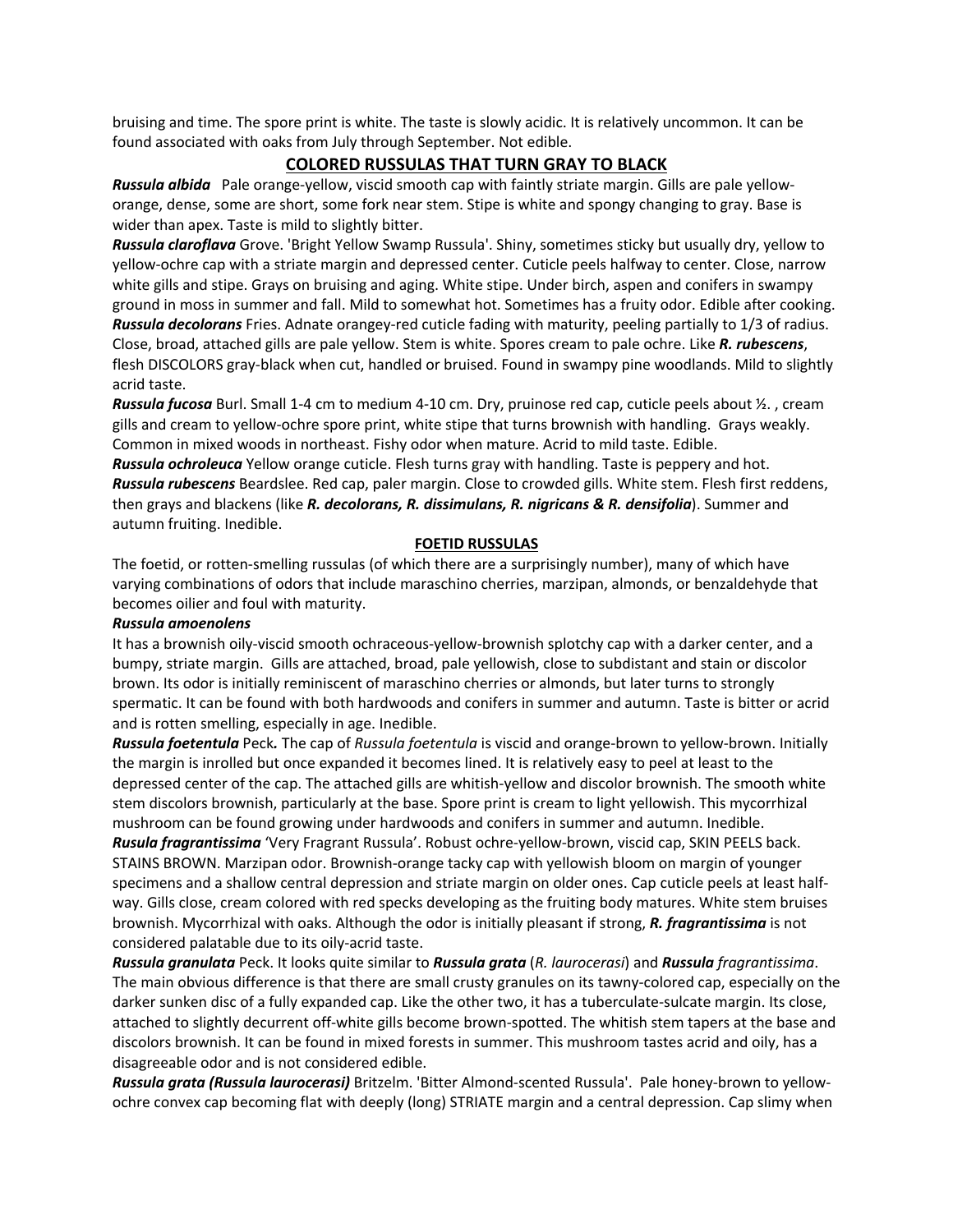bruising and time. The spore print is white. The taste is slowly acidic. It is relatively uncommon. It can be found associated with oaks from July through September. Not edible.

## COLORED RUSSULAS THAT TURN GRAY TO BLACK

***Russula albida*** Pale orange-yellow, viscid smooth cap with faintly striate margin. Gills are pale yellow-orange, dense, some are short, some fork near stem. Stipe is white and spongy changing to gray. Base is wider than apex. Taste is mild to slightly bitter.

***Russula claroflava*** Grove. 'Bright Yellow Swamp Russula'. Shiny, sometimes sticky but usually dry, yellow to yellow-ochre cap with a striate margin and depressed center. Cuticle peels halfway to center. Close, narrow white gills and stipe. Grays on bruising and aging. White stipe. Under birch, aspen and conifers in swampy ground in moss in summer and fall. Mild to somewhat hot. Sometimes has a fruity odor. Edible after cooking.

***Russula decolorans*** Fries. Adnate orangey-red cuticle fading with maturity, peeling partially to 1/3 of radius. Close, broad, attached gills are pale yellow. Stem is white. Spores cream to pale ochre. Like ***R. rubescens***, flesh DISCOLORS gray-black when cut, handled or bruised. Found in swampy pine woodlands. Mild to slightly acrid taste.

***Russula fucosa*** Burl. Small 1-4 cm to medium 4-10 cm. Dry, pruinose red cap, cuticle peels about ½. , cream gills and cream to yellow-ochre spore print, white stipe that turns brownish with handling. Grays weakly. Common in mixed woods in northeast. Fishy odor when mature. Acrid to mild taste. Edible.

***Russula ochroleuca*** Yellow orange cuticle. Flesh turns gray with handling. Taste is peppery and hot.

***Russula rubescens*** Beardslee. Red cap, paler margin. Close to crowded gills. White stem. Flesh first reddens, then grays and blackens (like ***R. decolorans, R. dissimulans, R. nigricans & R. densifolia***). Summer and autumn fruiting. Inedible.

### FOETID RUSSULAS

The foetid, or rotten-smelling russulas (of which there are a surprisingly number), many of which have varying combinations of odors that include maraschino cherries, marzipan, almonds, or benzaldehyde that becomes oilier and foul with maturity.

***Russula amoenolens***

It has a brownish oily-viscid smooth ochraceous-yellow-brownish splotchy cap with a darker center, and a bumpy, striate margin. Gills are attached, broad, pale yellowish, close to subdistant and stain or discolor brown. Its odor is initially reminiscent of maraschino cherries or almonds, but later turns to strongly spermatic. It can be found with both hardwoods and conifers in summer and autumn. Taste is bitter or acrid and is rotten smelling, especially in age. Inedible.

***Russula foetentula*** **Peck.** The cap of *Russula foetentula* is viscid and orange-brown to yellow-brown. Initially the margin is inrolled but once expanded it becomes lined. It is relatively easy to peel at least to the depressed center of the cap. The attached gills are whitish-yellow and discolor brownish. The smooth white stem discolors brownish, particularly at the base. Spore print is cream to light yellowish. This mycorrhizal mushroom can be found growing under hardwoods and conifers in summer and autumn. Inedible.

***Rusula fragrantissima*** 'Very Fragrant Russula'. Robust ochre-yellow-brown, viscid cap, SKIN PEELS back. STAINS BROWN. Marzipan odor. Brownish-orange tacky cap with yellowish bloom on margin of younger specimens and a shallow central depression and striate margin on older ones. Cap cuticle peels at least half-way. Gills close, cream colored with red specks developing as the fruiting body matures. White stem bruises brownish. Mycorrhizal with oaks. Although the odor is initially pleasant if strong, ***R. fragrantissima*** is not considered palatable due to its oily-acrid taste.

***Russula granulata*** Peck. It looks quite similar to ***Russula grata*** (*R. laurocerasi*) and ***Russula** fragrantissima*. The main obvious difference is that there are small crusty granules on its tawny-colored cap, especially on the darker sunken disc of a fully expanded cap. Like the other two, it has a tuberculate-sulcate margin. Its close, attached to slightly decurrent off-white gills become brown-spotted. The whitish stem tapers at the base and discolors brownish. It can be found in mixed forests in summer. This mushroom tastes acrid and oily, has a disagreeable odor and is not considered edible.

***Russula grata (Russula laurocerasi)*** Britzelm. 'Bitter Almond-scented Russula'. Pale honey-brown to yellow-ochre convex cap becoming flat with deeply (long) STRIATE margin and a central depression. Cap slimy when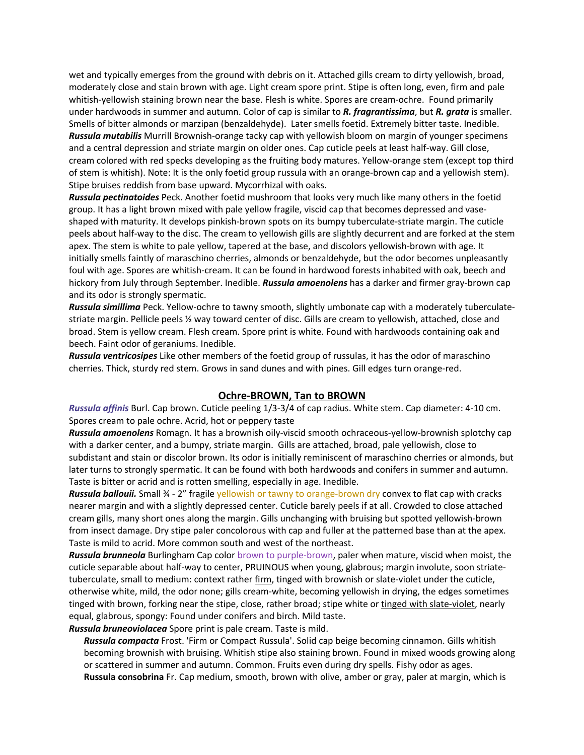wet and typically emerges from the ground with debris on it. Attached gills cream to dirty yellowish, broad, moderately close and stain brown with age. Light cream spore print. Stipe is often long, even, firm and pale whitish-yellowish staining brown near the base. Flesh is white. Spores are cream-ochre. Found primarily under hardwoods in summer and autumn. Color of cap is similar to ***R. fragrantissima***, but ***R. grata*** is smaller. Smells of bitter almonds or marzipan (benzaldehyde). Later smells foetid. Extremely bitter taste. Inedible.

***Russula mutabilis*** Murrill Brownish-orange tacky cap with yellowish bloom on margin of younger specimens and a central depression and striate margin on older ones. Cap cuticle peels at least half-way. Gill close, cream colored with red specks developing as the fruiting body matures. Yellow-orange stem (except top third of stem is whitish). Note: It is the only foetid group russula with an orange-brown cap and a yellowish stem). Stipe bruises reddish from base upward. Mycorrhizal with oaks.

***Russula pectinatoides*** Peck. Another foetid mushroom that looks very much like many others in the foetid group. It has a light brown mixed with pale yellow fragile, viscid cap that becomes depressed and vase-shaped with maturity. It develops pinkish-brown spots on its bumpy tuberculate-striate margin. The cuticle peels about half-way to the disc. The cream to yellowish gills are slightly decurrent and are forked at the stem apex. The stem is white to pale yellow, tapered at the base, and discolors yellowish-brown with age. It initially smells faintly of maraschino cherries, almonds or benzaldehyde, but the odor becomes unpleasantly foul with age. Spores are whitish-cream. It can be found in hardwood forests inhabited with oak, beech and hickory from July through September. Inedible. ***Russula amoenolens*** has a darker and firmer gray-brown cap and its odor is strongly spermatic.

***Russula simillima*** Peck. Yellow-ochre to tawny smooth, slightly umbonate cap with a moderately tuberculate-striate margin. Pellicle peels ½ way toward center of disc. Gills are cream to yellowish, attached, close and broad. Stem is yellow cream. Flesh cream. Spore print is white. Found with hardwoods containing oak and beech. Faint odor of geraniums. Inedible.

***Russula ventricosipes*** Like other members of the foetid group of russulas, it has the odor of maraschino cherries. Thick, sturdy red stem. Grows in sand dunes and with pines. Gill edges turn orange-red.

## Ochre-BROWN, Tan to BROWN

***Russula affinis*** Burl. Cap brown. Cuticle peeling 1/3-3/4 of cap radius. White stem. Cap diameter: 4-10 cm. Spores cream to pale ochre. Acrid, hot or peppery taste

***Russula amoenolens*** Romagn. It has a brownish oily-viscid smooth ochraceous-yellow-brownish splotchy cap with a darker center, and a bumpy, striate margin. Gills are attached, broad, pale yellowish, close to subdistant and stain or discolor brown. Its odor is initially reminiscent of maraschino cherries or almonds, but later turns to strongly spermatic. It can be found with both hardwoods and conifers in summer and autumn. Taste is bitter or acrid and is rotten smelling, especially in age. Inedible.

***Russula ballouii.*** Small ¾ - 2" fragile yellowish or tawny to orange-brown dry convex to flat cap with cracks nearer margin and with a slightly depressed center. Cuticle barely peels if at all. Crowded to close attached cream gills, many short ones along the margin. Gills unchanging with bruising but spotted yellowish-brown from insect damage. Dry stipe paler concolorous with cap and fuller at the patterned base than at the apex. Taste is mild to acrid. More common south and west of the northeast.

***Russula brunneola*** Burlingham Cap color brown to purple-brown, paler when mature, viscid when moist, the cuticle separable about half-way to center, PRUINOUS when young, glabrous; margin involute, soon striate-tuberculate, small to medium: context rather firm, tinged with brownish or slate-violet under the cuticle, otherwise white, mild, the odor none; gills cream-white, becoming yellowish in drying, the edges sometimes tinged with brown, forking near the stipe, close, rather broad; stipe white or tinged with slate-violet, nearly equal, glabrous, spongy: Found under conifers and birch. Mild taste.

***Russula bruneoviolacea*** Spore print is pale cream. Taste is mild.

***Russula compacta*** Frost. 'Firm or Compact Russula'. Solid cap beige becoming cinnamon. Gills whitish becoming brownish with bruising. Whitish stipe also staining brown. Found in mixed woods growing along or scattered in summer and autumn. Common. Fruits even during dry spells. Fishy odor as ages.

**Russula consobrina** Fr. Cap medium, smooth, brown with olive, amber or gray, paler at margin, which is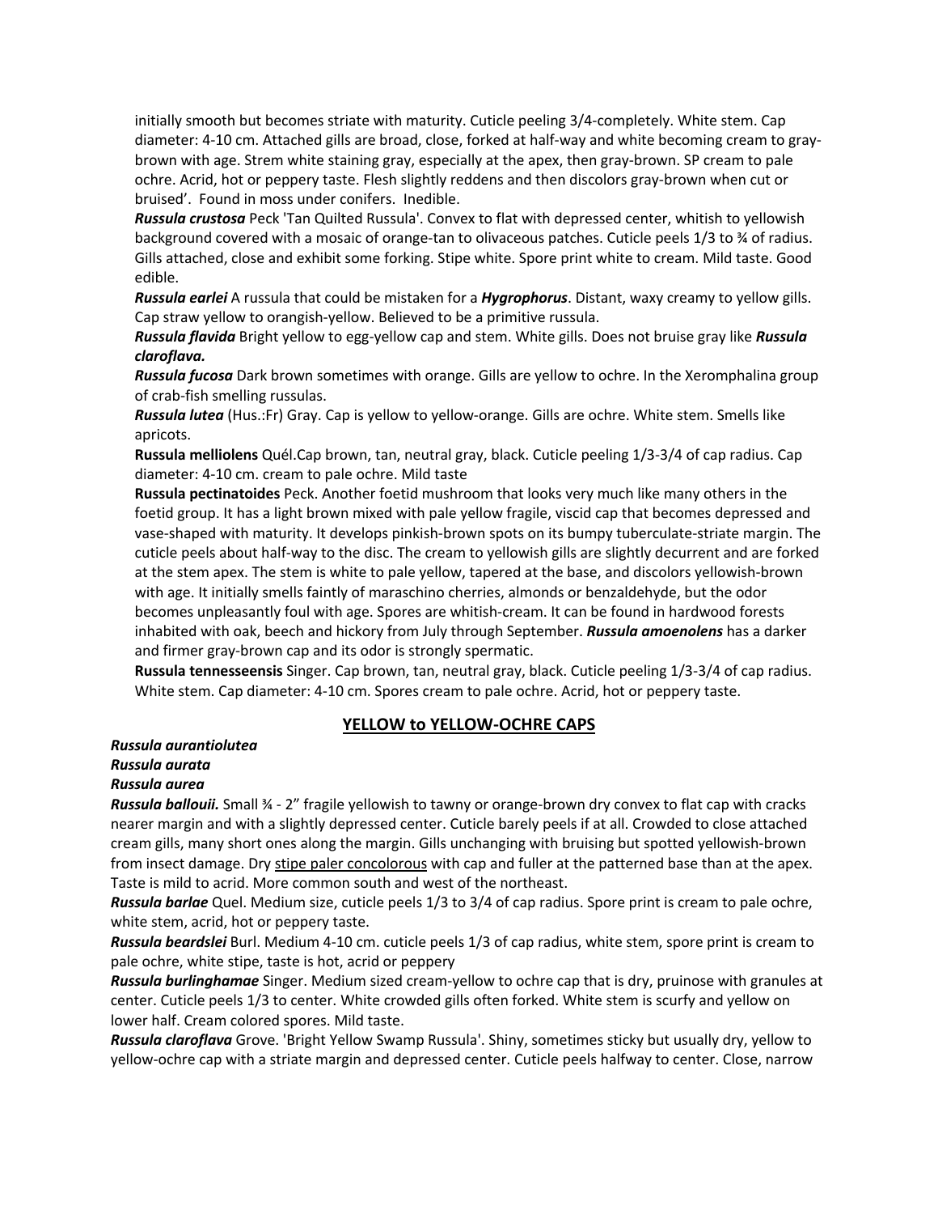initially smooth but becomes striate with maturity. Cuticle peeling 3/4-completely. White stem. Cap diameter: 4-10 cm. Attached gills are broad, close, forked at half-way and white becoming cream to gray-brown with age. Strem white staining gray, especially at the apex, then gray-brown. SP cream to pale ochre. Acrid, hot or peppery taste. Flesh slightly reddens and then discolors gray-brown when cut or bruised'. Found in moss under conifers. Inedible.

***Russula crustosa*** Peck 'Tan Quilted Russula'. Convex to flat with depressed center, whitish to yellowish background covered with a mosaic of orange-tan to olivaceous patches. Cuticle peels 1/3 to ¾ of radius. Gills attached, close and exhibit some forking. Stipe white. Spore print white to cream. Mild taste. Good edible.

***Russula earlei*** A russula that could be mistaken for a ***Hygrophorus***. Distant, waxy creamy to yellow gills. Cap straw yellow to orangish-yellow. Believed to be a primitive russula.

***Russula flavida*** Bright yellow to egg-yellow cap and stem. White gills. Does not bruise gray like ***Russula claroflava.***

***Russula fucosa*** Dark brown sometimes with orange. Gills are yellow to ochre. In the Xeromphalina group of crab-fish smelling russulas.

***Russula lutea*** (Hus.:Fr) Gray. Cap is yellow to yellow-orange. Gills are ochre. White stem. Smells like apricots.

**Russula melliolens** Quél.Cap brown, tan, neutral gray, black. Cuticle peeling 1/3-3/4 of cap radius. Cap diameter: 4-10 cm. cream to pale ochre. Mild taste

**Russula pectinatoides** Peck. Another foetid mushroom that looks very much like many others in the foetid group. It has a light brown mixed with pale yellow fragile, viscid cap that becomes depressed and vase-shaped with maturity. It develops pinkish-brown spots on its bumpy tuberculate-striate margin. The cuticle peels about half-way to the disc. The cream to yellowish gills are slightly decurrent and are forked at the stem apex. The stem is white to pale yellow, tapered at the base, and discolors yellowish-brown with age. It initially smells faintly of maraschino cherries, almonds or benzaldehyde, but the odor becomes unpleasantly foul with age. Spores are whitish-cream. It can be found in hardwood forests inhabited with oak, beech and hickory from July through September. ***Russula amoenolens*** has a darker and firmer gray-brown cap and its odor is strongly spermatic.

**Russula tennesseensis** Singer. Cap brown, tan, neutral gray, black. Cuticle peeling 1/3-3/4 of cap radius. White stem. Cap diameter: 4-10 cm. Spores cream to pale ochre. Acrid, hot or peppery taste.

## YELLOW to YELLOW-OCHRE CAPS

***Russula aurantiolutea***

***Russula aurata***

***Russula aurea***

***Russula ballouii.*** Small ¾ - 2" fragile yellowish to tawny or orange-brown dry convex to flat cap with cracks nearer margin and with a slightly depressed center. Cuticle barely peels if at all. Crowded to close attached cream gills, many short ones along the margin. Gills unchanging with bruising but spotted yellowish-brown from insect damage. Dry stipe paler concolorous with cap and fuller at the patterned base than at the apex. Taste is mild to acrid. More common south and west of the northeast.

***Russula barlae*** Quel. Medium size, cuticle peels 1/3 to 3/4 of cap radius. Spore print is cream to pale ochre, white stem, acrid, hot or peppery taste.

***Russula beardslei*** Burl. Medium 4-10 cm. cuticle peels 1/3 of cap radius, white stem, spore print is cream to pale ochre, white stipe, taste is hot, acrid or peppery

***Russula burlinghamae*** Singer. Medium sized cream-yellow to ochre cap that is dry, pruinose with granules at center. Cuticle peels 1/3 to center. White crowded gills often forked. White stem is scurfy and yellow on lower half. Cream colored spores. Mild taste.

***Russula claroflava*** Grove. 'Bright Yellow Swamp Russula'. Shiny, sometimes sticky but usually dry, yellow to yellow-ochre cap with a striate margin and depressed center. Cuticle peels halfway to center. Close, narrow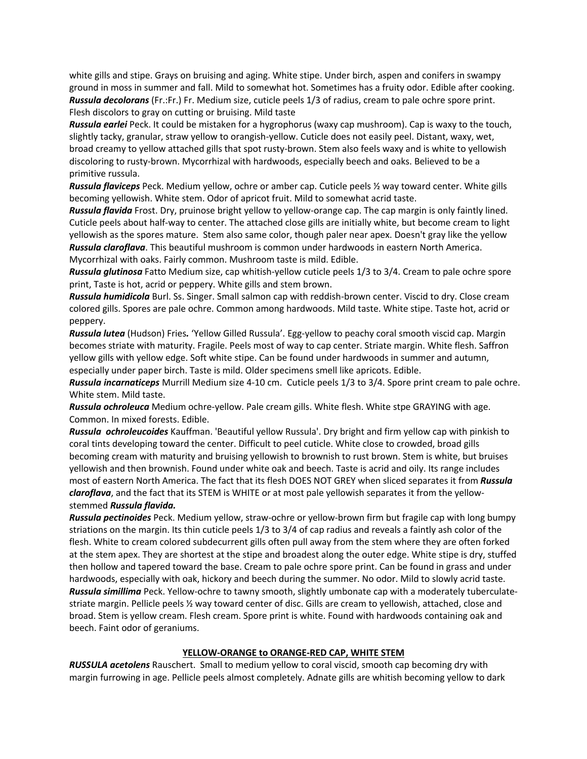white gills and stipe. Grays on bruising and aging. White stipe. Under birch, aspen and conifers in swampy ground in moss in summer and fall. Mild to somewhat hot. Sometimes has a fruity odor. Edible after cooking.
***Russula decolorans*** (Fr.:Fr.) Fr. Medium size, cuticle peels 1/3 of radius, cream to pale ochre spore print. Flesh discolors to gray on cutting or bruising. Mild taste

***Russula earlei*** Peck. It could be mistaken for a hygrophorus (waxy cap mushroom). Cap is waxy to the touch, slightly tacky, granular, straw yellow to orangish-yellow. Cuticle does not easily peel. Distant, waxy, wet, broad creamy to yellow attached gills that spot rusty-brown. Stem also feels waxy and is white to yellowish discoloring to rusty-brown. Mycorrhizal with hardwoods, especially beech and oaks. Believed to be a primitive russula.

***Russula flaviceps*** Peck. Medium yellow, ochre or amber cap. Cuticle peels ½ way toward center. White gills becoming yellowish. White stem. Odor of apricot fruit. Mild to somewhat acrid taste.

***Russula flavida*** Frost. Dry, pruinose bright yellow to yellow-orange cap. The cap margin is only faintly lined. Cuticle peels about half-way to center. The attached close gills are initially white, but become cream to light yellowish as the spores mature. Stem also same color, though paler near apex. Doesn't gray like the yellow ***Russula claroflava***. This beautiful mushroom is common under hardwoods in eastern North America. Mycorrhizal with oaks. Fairly common. Mushroom taste is mild. Edible.

***Russula glutinosa*** Fatto Medium size, cap whitish-yellow cuticle peels 1/3 to 3/4. Cream to pale ochre spore print, Taste is hot, acrid or peppery. White gills and stem brown.

***Russula humidicola*** Burl. Ss. Singer. Small salmon cap with reddish-brown center. Viscid to dry. Close cream colored gills. Spores are pale ochre. Common among hardwoods. Mild taste. White stipe. Taste hot, acrid or peppery.

***Russula lutea*** (Hudson) Fries***.*** 'Yellow Gilled Russula'. Egg-yellow to peachy coral smooth viscid cap. Margin becomes striate with maturity. Fragile. Peels most of way to cap center. Striate margin. White flesh. Saffron yellow gills with yellow edge. Soft white stipe. Can be found under hardwoods in summer and autumn, especially under paper birch. Taste is mild. Older specimens smell like apricots. Edible.

***Russula incarnaticeps*** Murrill Medium size 4-10 cm. Cuticle peels 1/3 to 3/4. Spore print cream to pale ochre. White stem. Mild taste.

***Russula ochroleuca*** Medium ochre-yellow. Pale cream gills. White flesh. White stpe GRAYING with age. Common. In mixed forests. Edible.

***Russula ochroleucoides*** Kauffman. 'Beautiful yellow Russula'. Dry bright and firm yellow cap with pinkish to coral tints developing toward the center. Difficult to peel cuticle. White close to crowded, broad gills becoming cream with maturity and bruising yellowish to brownish to rust brown. Stem is white, but bruises yellowish and then brownish. Found under white oak and beech. Taste is acrid and oily. Its range includes most of eastern North America. The fact that its flesh DOES NOT GREY when sliced separates it from ***Russula claroflava***, and the fact that its STEM is WHITE or at most pale yellowish separates it from the yellow-stemmed ***Russula flavida.***

***Russula pectinoides*** Peck. Medium yellow, straw-ochre or yellow-brown firm but fragile cap with long bumpy striations on the margin. Its thin cuticle peels 1/3 to 3/4 of cap radius and reveals a faintly ash color of the flesh. White to cream colored subdecurrent gills often pull away from the stem where they are often forked at the stem apex. They are shortest at the stipe and broadest along the outer edge. White stipe is dry, stuffed then hollow and tapered toward the base. Cream to pale ochre spore print. Can be found in grass and under hardwoods, especially with oak, hickory and beech during the summer. No odor. Mild to slowly acrid taste.

***Russula simillima*** Peck. Yellow-ochre to tawny smooth, slightly umbonate cap with a moderately tuberculate-striate margin. Pellicle peels ½ way toward center of disc. Gills are cream to yellowish, attached, close and broad. Stem is yellow cream. Flesh cream. Spore print is white. Found with hardwoods containing oak and beech. Faint odor of geraniums.

## YELLOW-ORANGE to ORANGE-RED CAP, WHITE STEM

***RUSSULA acetolens*** Rauschert. Small to medium yellow to coral viscid, smooth cap becoming dry with margin furrowing in age. Pellicle peels almost completely. Adnate gills are whitish becoming yellow to dark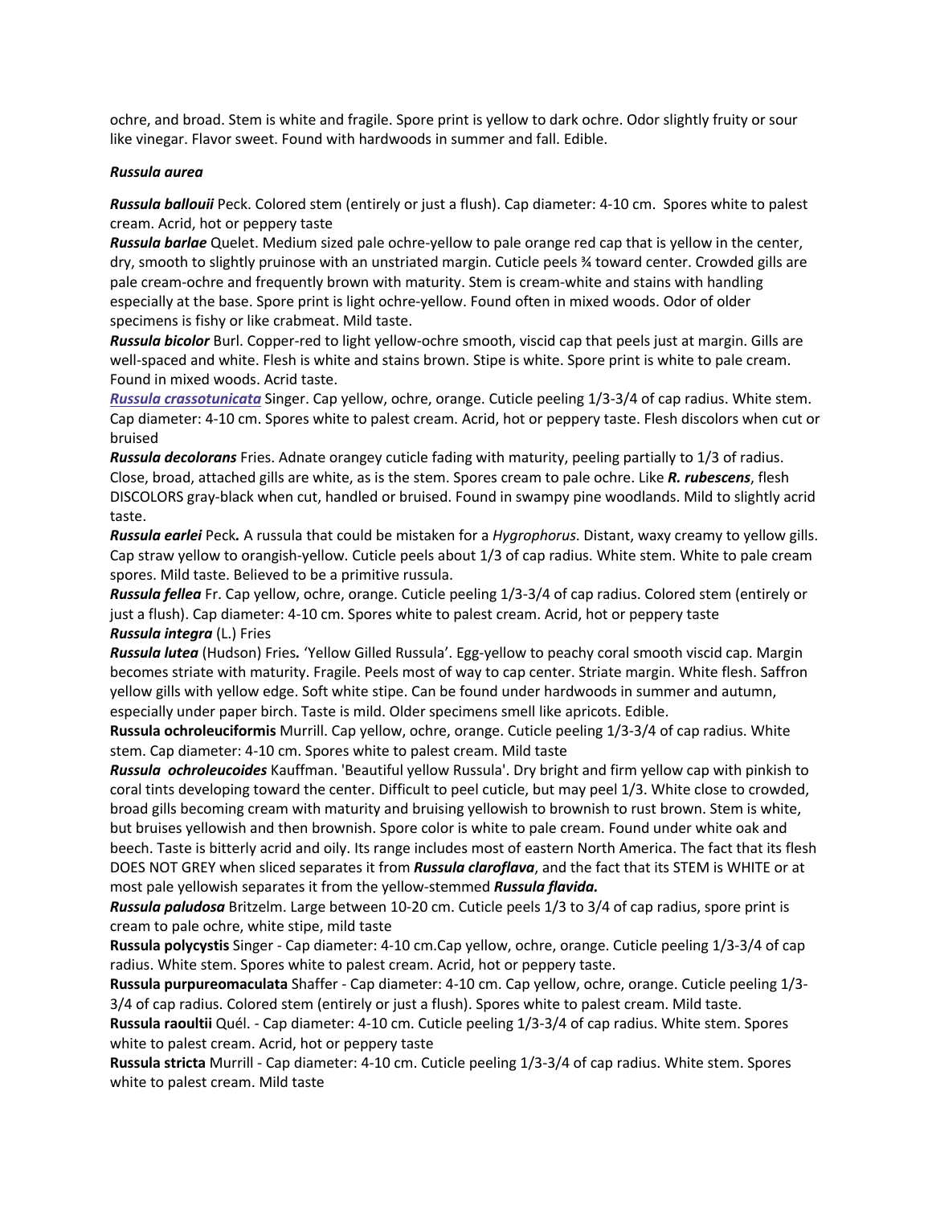ochre, and broad. Stem is white and fragile. Spore print is yellow to dark ochre. Odor slightly fruity or sour like vinegar. Flavor sweet. Found with hardwoods in summer and fall. Edible.

***Russula aurea***

***Russula ballouii*** Peck. Colored stem (entirely or just a flush). Cap diameter: 4-10 cm. Spores white to palest cream. Acrid, hot or peppery taste

***Russula barlae*** Quelet. Medium sized pale ochre-yellow to pale orange red cap that is yellow in the center, dry, smooth to slightly pruinose with an unstriated margin. Cuticle peels ¾ toward center. Crowded gills are pale cream-ochre and frequently brown with maturity. Stem is cream-white and stains with handling especially at the base. Spore print is light ochre-yellow. Found often in mixed woods. Odor of older specimens is fishy or like crabmeat. Mild taste.

***Russula bicolor*** Burl. Copper-red to light yellow-ochre smooth, viscid cap that peels just at margin. Gills are well-spaced and white. Flesh is white and stains brown. Stipe is white. Spore print is white to pale cream. Found in mixed woods. Acrid taste.

***Russula crassotunicata*** Singer. Cap yellow, ochre, orange. Cuticle peeling 1/3-3/4 of cap radius. White stem. Cap diameter: 4-10 cm. Spores white to palest cream. Acrid, hot or peppery taste. Flesh discolors when cut or bruised

***Russula decolorans*** Fries. Adnate orangey cuticle fading with maturity, peeling partially to 1/3 of radius. Close, broad, attached gills are white, as is the stem. Spores cream to pale ochre. Like ***R. rubescens***, flesh DISCOLORS gray-black when cut, handled or bruised. Found in swampy pine woodlands. Mild to slightly acrid taste.

***Russula earlei*** Peck***.*** A russula that could be mistaken for a *Hygrophorus*. Distant, waxy creamy to yellow gills. Cap straw yellow to orangish-yellow. Cuticle peels about 1/3 of cap radius. White stem. White to pale cream spores. Mild taste. Believed to be a primitive russula.

***Russula fellea*** Fr. Cap yellow, ochre, orange. Cuticle peeling 1/3-3/4 of cap radius. Colored stem (entirely or just a flush). Cap diameter: 4-10 cm. Spores white to palest cream. Acrid, hot or peppery taste

***Russula integra*** (L.) Fries

***Russula lutea*** (Hudson) Fries***.*** 'Yellow Gilled Russula'. Egg-yellow to peachy coral smooth viscid cap. Margin becomes striate with maturity. Fragile. Peels most of way to cap center. Striate margin. White flesh. Saffron yellow gills with yellow edge. Soft white stipe. Can be found under hardwoods in summer and autumn, especially under paper birch. Taste is mild. Older specimens smell like apricots. Edible.

**Russula ochroleuciformis** Murrill. Cap yellow, ochre, orange. Cuticle peeling 1/3-3/4 of cap radius. White stem. Cap diameter: 4-10 cm. Spores white to palest cream. Mild taste

***Russula ochroleucoides*** Kauffman. 'Beautiful yellow Russula'. Dry bright and firm yellow cap with pinkish to coral tints developing toward the center. Difficult to peel cuticle, but may peel 1/3. White close to crowded, broad gills becoming cream with maturity and bruising yellowish to brownish to rust brown. Stem is white, but bruises yellowish and then brownish. Spore color is white to pale cream. Found under white oak and beech. Taste is bitterly acrid and oily. Its range includes most of eastern North America. The fact that its flesh DOES NOT GREY when sliced separates it from ***Russula claroflava***, and the fact that its STEM is WHITE or at most pale yellowish separates it from the yellow-stemmed ***Russula flavida.***

***Russula paludosa*** Britzelm. Large between 10-20 cm. Cuticle peels 1/3 to 3/4 of cap radius, spore print is cream to pale ochre, white stipe, mild taste

**Russula polycystis** Singer - Cap diameter: 4-10 cm.Cap yellow, ochre, orange. Cuticle peeling 1/3-3/4 of cap radius. White stem. Spores white to palest cream. Acrid, hot or peppery taste.

**Russula purpureomaculata** Shaffer - Cap diameter: 4-10 cm. Cap yellow, ochre, orange. Cuticle peeling 1/3-3/4 of cap radius. Colored stem (entirely or just a flush). Spores white to palest cream. Mild taste.

**Russula raoultii** Quél. - Cap diameter: 4-10 cm. Cuticle peeling 1/3-3/4 of cap radius. White stem. Spores white to palest cream. Acrid, hot or peppery taste

**Russula stricta** Murrill - Cap diameter: 4-10 cm. Cuticle peeling 1/3-3/4 of cap radius. White stem. Spores white to palest cream. Mild taste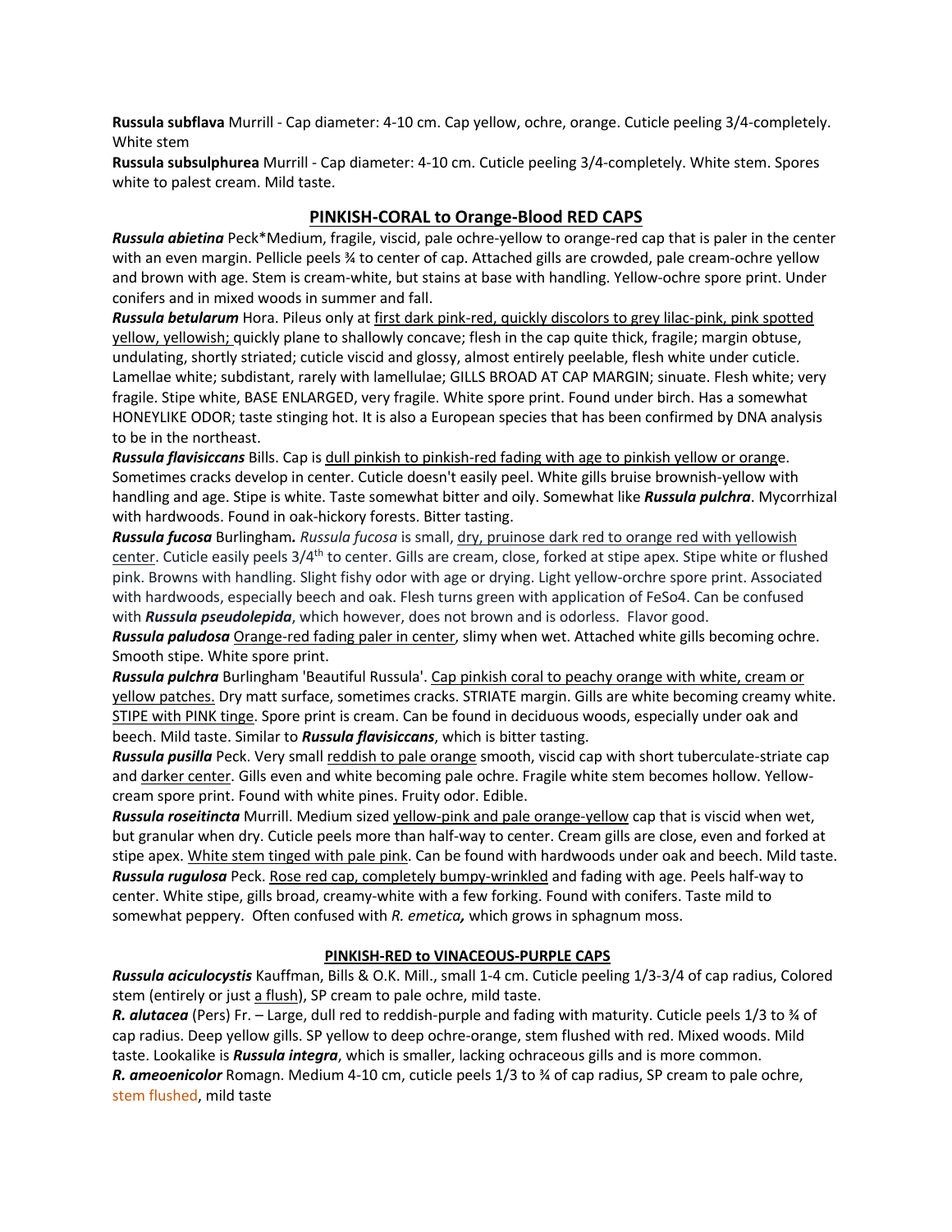**Russula subflava** Murrill - Cap diameter: 4-10 cm. Cap yellow, ochre, orange. Cuticle peeling 3/4-completely. White stem

**Russula subsulphurea** Murrill - Cap diameter: 4-10 cm. Cuticle peeling 3/4-completely. White stem. Spores white to palest cream. Mild taste.

## PINKISH-CORAL to Orange-Blood RED CAPS

***Russula abietina*** Peck*Medium, fragile, viscid, pale ochre-yellow to orange-red cap that is paler in the center with an even margin. Pellicle peels ¾ to center of cap. Attached gills are crowded, pale cream-ochre yellow and brown with age. Stem is cream-white, but stains at base with handling. Yellow-ochre spore print. Under conifers and in mixed woods in summer and fall.

***Russula betularum*** Hora. Pileus only at first dark pink-red, quickly discolors to grey lilac-pink, pink spotted yellow, yellowish; quickly plane to shallowly concave; flesh in the cap quite thick, fragile; margin obtuse, undulating, shortly striated; cuticle viscid and glossy, almost entirely peelable, flesh white under cuticle. Lamellae white; subdistant, rarely with lamellulae; GILLS BROAD AT CAP MARGIN; sinuate. Flesh white; very fragile. Stipe white, BASE ENLARGED, very fragile. White spore print. Found under birch. Has a somewhat HONEYLIKE ODOR; taste stinging hot. It is also a European species that has been confirmed by DNA analysis to be in the northeast.

***Russula flavisiccans*** Bills. Cap is dull pinkish to pinkish-red fading with age to pinkish yellow or orange. Sometimes cracks develop in center. Cuticle doesn't easily peel. White gills bruise brownish-yellow with handling and age. Stipe is white. Taste somewhat bitter and oily. Somewhat like ***Russula pulchra***. Mycorrhizal with hardwoods. Found in oak-hickory forests. Bitter tasting.

***Russula fucosa*** Burlingham**.** *Russula fucosa* is small, dry, pruinose dark red to orange red with yellowish center. Cuticle easily peels 3/4th to center. Gills are cream, close, forked at stipe apex. Stipe white or flushed pink. Browns with handling. Slight fishy odor with age or drying. Light yellow-orchre spore print. Associated with hardwoods, especially beech and oak. Flesh turns green with application of FeSo4. Can be confused with ***Russula pseudolepida***, which however, does not brown and is odorless. Flavor good.

***Russula paludosa*** Orange-red fading paler in center, slimy when wet. Attached white gills becoming ochre. Smooth stipe. White spore print.

***Russula pulchra*** Burlingham 'Beautiful Russula'. Cap pinkish coral to peachy orange with white, cream or yellow patches. Dry matt surface, sometimes cracks. STRIATE margin. Gills are white becoming creamy white. STIPE with PINK tinge. Spore print is cream. Can be found in deciduous woods, especially under oak and beech. Mild taste. Similar to ***Russula flavisiccans***, which is bitter tasting.

***Russula pusilla*** Peck. Very small reddish to pale orange smooth, viscid cap with short tuberculate-striate cap and darker center. Gills even and white becoming pale ochre. Fragile white stem becomes hollow. Yellow-cream spore print. Found with white pines. Fruity odor. Edible.

***Russula roseitincta*** Murrill. Medium sized yellow-pink and pale orange-yellow cap that is viscid when wet, but granular when dry. Cuticle peels more than half-way to center. Cream gills are close, even and forked at stipe apex. White stem tinged with pale pink. Can be found with hardwoods under oak and beech. Mild taste.

***Russula rugulosa*** Peck. Rose red cap, completely bumpy-wrinkled and fading with age. Peels half-way to center. White stipe, gills broad, creamy-white with a few forking. Found with conifers. Taste mild to somewhat peppery. Often confused with *R. emetica*, which grows in sphagnum moss.

### PINKISH-RED to VINACEOUS-PURPLE CAPS

***Russula aciculocystis*** Kauffman, Bills & O.K. Mill., small 1-4 cm. Cuticle peeling 1/3-3/4 of cap radius, Colored stem (entirely or just a flush), SP cream to pale ochre, mild taste.

***R. alutacea*** (Pers) Fr. – Large, dull red to reddish-purple and fading with maturity. Cuticle peels 1/3 to ¾ of cap radius. Deep yellow gills. SP yellow to deep ochre-orange, stem flushed with red. Mixed woods. Mild taste. Lookalike is ***Russula integra***, which is smaller, lacking ochraceous gills and is more common.

***R. ameoenicolor*** Romagn. Medium 4-10 cm, cuticle peels 1/3 to ¾ of cap radius, SP cream to pale ochre, stem flushed, mild taste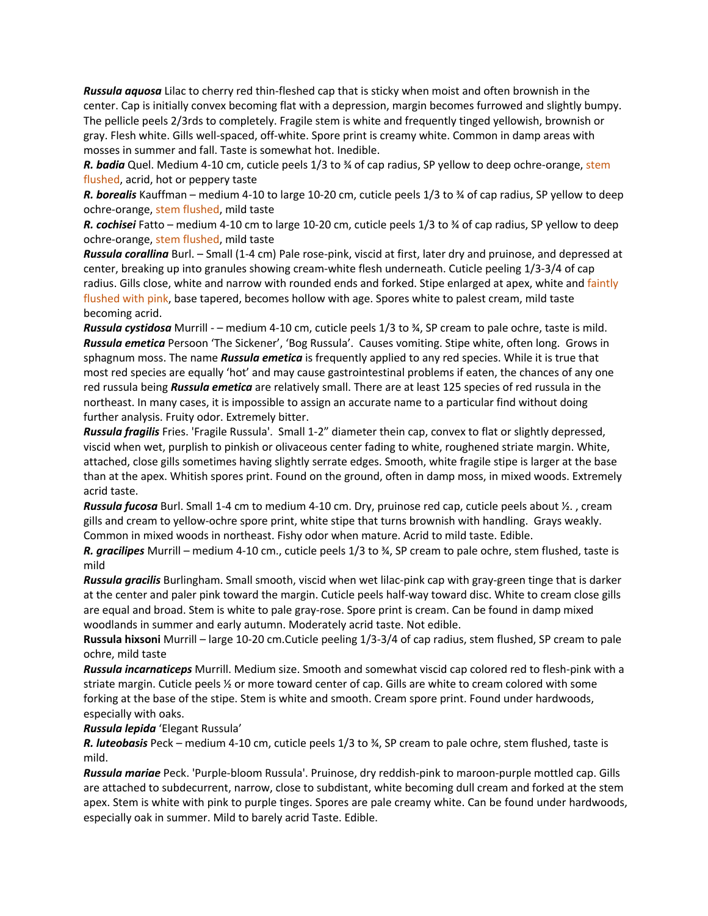***Russula aquosa*** Lilac to cherry red thin-fleshed cap that is sticky when moist and often brownish in the center. Cap is initially convex becoming flat with a depression, margin becomes furrowed and slightly bumpy. The pellicle peels 2/3rds to completely. Fragile stem is white and frequently tinged yellowish, brownish or gray. Flesh white. Gills well-spaced, off-white. Spore print is creamy white. Common in damp areas with mosses in summer and fall. Taste is somewhat hot. Inedible.

***R. badia*** Quel. Medium 4-10 cm, cuticle peels 1/3 to ¾ of cap radius, SP yellow to deep ochre-orange, stem flushed, acrid, hot or peppery taste

***R. borealis*** Kauffman – medium 4-10 to large 10-20 cm, cuticle peels 1/3 to ¾ of cap radius, SP yellow to deep ochre-orange, stem flushed, mild taste

***R. cochisei*** Fatto – medium 4-10 cm to large 10-20 cm, cuticle peels 1/3 to ¾ of cap radius, SP yellow to deep ochre-orange, stem flushed, mild taste

***Russula corallina*** Burl. – Small (1-4 cm) Pale rose-pink, viscid at first, later dry and pruinose, and depressed at center, breaking up into granules showing cream-white flesh underneath. Cuticle peeling 1/3-3/4 of cap radius. Gills close, white and narrow with rounded ends and forked. Stipe enlarged at apex, white and faintly flushed with pink, base tapered, becomes hollow with age. Spores white to palest cream, mild taste becoming acrid.

***Russula cystidosa*** Murrill - – medium 4-10 cm, cuticle peels 1/3 to ¾, SP cream to pale ochre, taste is mild.

***Russula emetica*** Persoon 'The Sickener', 'Bog Russula'. Causes vomiting. Stipe white, often long. Grows in sphagnum moss. The name ***Russula emetica*** is frequently applied to any red species. While it is true that most red species are equally 'hot' and may cause gastrointestinal problems if eaten, the chances of any one red russula being ***Russula emetica*** are relatively small. There are at least 125 species of red russula in the northeast. In many cases, it is impossible to assign an accurate name to a particular find without doing further analysis. Fruity odor. Extremely bitter.

***Russula fragilis*** Fries. 'Fragile Russula'. Small 1-2" diameter thein cap, convex to flat or slightly depressed, viscid when wet, purplish to pinkish or olivaceous center fading to white, roughened striate margin. White, attached, close gills sometimes having slightly serrate edges. Smooth, white fragile stipe is larger at the base than at the apex. Whitish spores print. Found on the ground, often in damp moss, in mixed woods. Extremely acrid taste.

***Russula fucosa*** Burl. Small 1-4 cm to medium 4-10 cm. Dry, pruinose red cap, cuticle peels about ½. , cream gills and cream to yellow-ochre spore print, white stipe that turns brownish with handling. Grays weakly. Common in mixed woods in northeast. Fishy odor when mature. Acrid to mild taste. Edible.

***R. gracilipes*** Murrill – medium 4-10 cm., cuticle peels 1/3 to ¾, SP cream to pale ochre, stem flushed, taste is mild

***Russula gracilis*** Burlingham. Small smooth, viscid when wet lilac-pink cap with gray-green tinge that is darker at the center and paler pink toward the margin. Cuticle peels half-way toward disc. White to cream close gills are equal and broad. Stem is white to pale gray-rose. Spore print is cream. Can be found in damp mixed woodlands in summer and early autumn. Moderately acrid taste. Not edible.

**Russula hixsoni** Murrill – large 10-20 cm.Cuticle peeling 1/3-3/4 of cap radius, stem flushed, SP cream to pale ochre, mild taste

***Russula incarnaticeps*** Murrill. Medium size. Smooth and somewhat viscid cap colored red to flesh-pink with a striate margin. Cuticle peels ½ or more toward center of cap. Gills are white to cream colored with some forking at the base of the stipe. Stem is white and smooth. Cream spore print. Found under hardwoods, especially with oaks.

***Russula lepida*** 'Elegant Russula'

***R. luteobasis*** Peck – medium 4-10 cm, cuticle peels 1/3 to ¾, SP cream to pale ochre, stem flushed, taste is mild.

***Russula mariae*** Peck. 'Purple-bloom Russula'. Pruinose, dry reddish-pink to maroon-purple mottled cap. Gills are attached to subdecurrent, narrow, close to subdistant, white becoming dull cream and forked at the stem apex. Stem is white with pink to purple tinges. Spores are pale creamy white. Can be found under hardwoods, especially oak in summer. Mild to barely acrid Taste. Edible.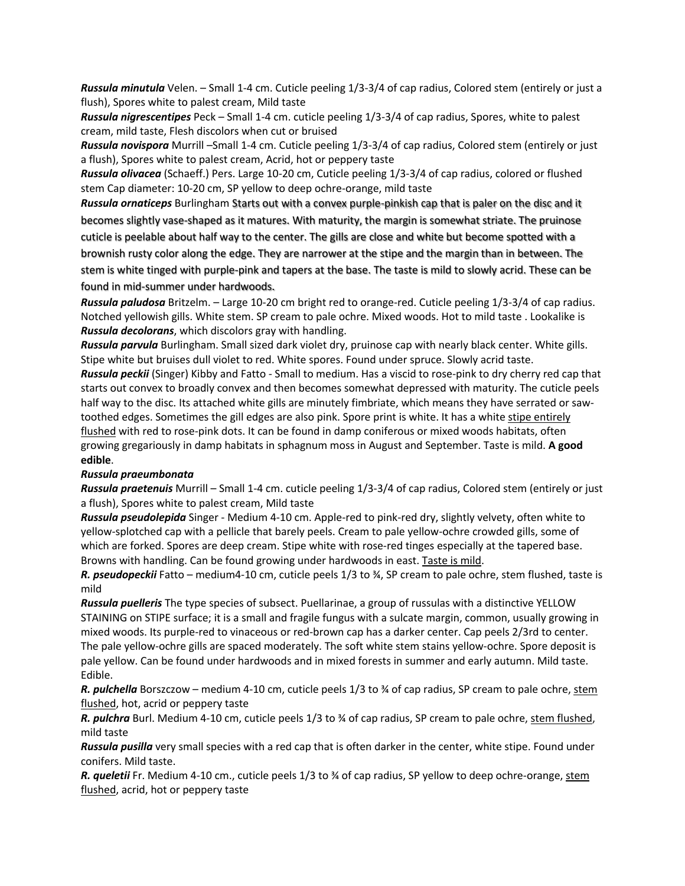***Russula minutula*** Velen. – Small 1-4 cm. Cuticle peeling 1/3-3/4 of cap radius, Colored stem (entirely or just a flush), Spores white to palest cream, Mild taste

***Russula nigrescentipes*** Peck – Small 1-4 cm. cuticle peeling 1/3-3/4 of cap radius, Spores, white to palest cream, mild taste, Flesh discolors when cut or bruised

***Russula novispora*** Murrill –Small 1-4 cm. Cuticle peeling 1/3-3/4 of cap radius, Colored stem (entirely or just a flush), Spores white to palest cream, Acrid, hot or peppery taste

***Russula olivacea*** (Schaeff.) Pers. Large 10-20 cm, Cuticle peeling 1/3-3/4 of cap radius, colored or flushed stem Cap diameter: 10-20 cm, SP yellow to deep ochre-orange, mild taste

***Russula ornaticeps*** Burlingham Starts out with a convex purple-pinkish cap that is paler on the disc and it becomes slightly vase-shaped as it matures. With maturity, the margin is somewhat striate. The pruinose cuticle is peelable about half way to the center. The gills are close and white but become spotted with a brownish rusty color along the edge. They are narrower at the stipe and the margin than in between. The stem is white tinged with purple-pink and tapers at the base. The taste is mild to slowly acrid. These can be found in mid-summer under hardwoods.

***Russula paludosa*** Britzelm. – Large 10-20 cm bright red to orange-red. Cuticle peeling 1/3-3/4 of cap radius. Notched yellowish gills. White stem. SP cream to pale ochre. Mixed woods. Hot to mild taste . Lookalike is ***Russula decolorans***, which discolors gray with handling.

***Russula parvula*** Burlingham. Small sized dark violet dry, pruinose cap with nearly black center. White gills. Stipe white but bruises dull violet to red. White spores. Found under spruce. Slowly acrid taste.

***Russula peckii*** (Singer) Kibby and Fatto - Small to medium. Has a viscid to rose-pink to dry cherry red cap that starts out convex to broadly convex and then becomes somewhat depressed with maturity. The cuticle peels half way to the disc. Its attached white gills are minutely fimbriate, which means they have serrated or saw-toothed edges. Sometimes the gill edges are also pink. Spore print is white. It has a white stipe entirely flushed with red to rose-pink dots. It can be found in damp coniferous or mixed woods habitats, often growing gregariously in damp habitats in sphagnum moss in August and September. Taste is mild. **A good edible**.

***Russula praeumbonata***

***Russula praetenuis*** Murrill – Small 1-4 cm. cuticle peeling 1/3-3/4 of cap radius, Colored stem (entirely or just a flush), Spores white to palest cream, Mild taste

***Russula pseudolepida*** Singer - Medium 4-10 cm. Apple-red to pink-red dry, slightly velvety, often white to yellow-splotched cap with a pellicle that barely peels. Cream to pale yellow-ochre crowded gills, some of which are forked. Spores are deep cream. Stipe white with rose-red tinges especially at the tapered base. Browns with handling. Can be found growing under hardwoods in east. Taste is mild.

***R. pseudopeckii*** Fatto – medium4-10 cm, cuticle peels 1/3 to ¾, SP cream to pale ochre, stem flushed, taste is mild

***Russula puelleris*** The type species of subsect. Puellarinae, a group of russulas with a distinctive YELLOW STAINING on STIPE surface; it is a small and fragile fungus with a sulcate margin, common, usually growing in mixed woods. Its purple-red to vinaceous or red-brown cap has a darker center. Cap peels 2/3rd to center. The pale yellow-ochre gills are spaced moderately. The soft white stem stains yellow-ochre. Spore deposit is pale yellow. Can be found under hardwoods and in mixed forests in summer and early autumn. Mild taste. Edible.

***R. pulchella*** Borszczow – medium 4-10 cm, cuticle peels 1/3 to ¾ of cap radius, SP cream to pale ochre, stem flushed, hot, acrid or peppery taste

***R. pulchra*** Burl. Medium 4-10 cm, cuticle peels 1/3 to ¾ of cap radius, SP cream to pale ochre, stem flushed, mild taste

***Russula pusilla*** very small species with a red cap that is often darker in the center, white stipe. Found under conifers. Mild taste.

***R. queletii*** Fr. Medium 4-10 cm., cuticle peels 1/3 to ¾ of cap radius, SP yellow to deep ochre-orange, stem flushed, acrid, hot or peppery taste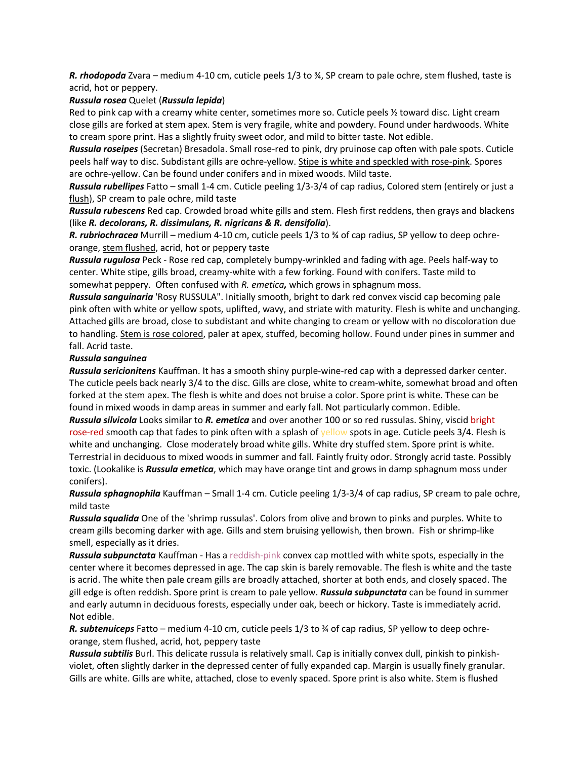***R. rhodopoda*** Zvara – medium 4-10 cm, cuticle peels 1/3 to ¾, SP cream to pale ochre, stem flushed, taste is acrid, hot or peppery.

***Russula rosea*** Quelet (***Russula lepida***)

Red to pink cap with a creamy white center, sometimes more so. Cuticle peels ½ toward disc. Light cream close gills are forked at stem apex. Stem is very fragile, white and powdery. Found under hardwoods. White to cream spore print. Has a slightly fruity sweet odor, and mild to bitter taste. Not edible.

***Russula roseipes*** (Secretan) Bresadola. Small rose-red to pink, dry pruinose cap often with pale spots. Cuticle peels half way to disc. Subdistant gills are ochre-yellow. <u>Stipe is white and speckled with rose-pink</u>. Spores are ochre-yellow. Can be found under conifers and in mixed woods. Mild taste.

***Russula rubellipes*** Fatto – small 1-4 cm. Cuticle peeling 1/3-3/4 of cap radius, Colored stem (entirely or just a <u>flush</u>), SP cream to pale ochre, mild taste

***Russula rubescens*** Red cap. Crowded broad white gills and stem. Flesh first reddens, then grays and blackens (like ***R. decolorans, R. dissimulans, R. nigricans & R. densifolia***).

***R. rubriochracea*** Murrill – medium 4-10 cm, cuticle peels 1/3 to ¾ of cap radius, SP yellow to deep ochre-orange, <u>stem flushed</u>, acrid, hot or peppery taste

***Russula rugulosa*** Peck - Rose red cap, completely bumpy-wrinkled and fading with age. Peels half-way to center. White stipe, gills broad, creamy-white with a few forking. Found with conifers. Taste mild to somewhat peppery. Often confused with *R. emetica****,*** which grows in sphagnum moss.

***Russula sanguinaria*** 'Rosy RUSSULA". Initially smooth, bright to dark red convex viscid cap becoming pale pink often with white or yellow spots, uplifted, wavy, and striate with maturity. Flesh is white and unchanging. Attached gills are broad, close to subdistant and white changing to cream or yellow with no discoloration due to handling. <u>Stem is rose colored</u>, paler at apex, stuffed, becoming hollow. Found under pines in summer and fall. Acrid taste.

***Russula sanguinea***

***Russula sericionitens*** Kauffman. It has a smooth shiny purple-wine-red cap with a depressed darker center. The cuticle peels back nearly 3/4 to the disc. Gills are close, white to cream-white, somewhat broad and often forked at the stem apex. The flesh is white and does not bruise a color. Spore print is white. These can be found in mixed woods in damp areas in summer and early fall. Not particularly common. Edible.

***Russula silvicola*** Looks similar to ***R. emetica*** and over another 100 or so red russulas. Shiny, viscid bright rose-red smooth cap that fades to pink often with a splash of yellow spots in age. Cuticle peels 3/4. Flesh is white and unchanging. Close moderately broad white gills. White dry stuffed stem. Spore print is white. Terrestrial in deciduous to mixed woods in summer and fall. Faintly fruity odor. Strongly acrid taste. Possibly toxic. (Lookalike is ***Russula emetica***, which may have orange tint and grows in damp sphagnum moss under conifers).

***Russula sphagnophila*** Kauffman – Small 1-4 cm. Cuticle peeling 1/3-3/4 of cap radius, SP cream to pale ochre, mild taste

***Russula squalida*** One of the 'shrimp russulas'. Colors from olive and brown to pinks and purples. White to cream gills becoming darker with age. Gills and stem bruising yellowish, then brown. Fish or shrimp-like smell, especially as it dries.

***Russula subpunctata*** Kauffman - Has a reddish-pink convex cap mottled with white spots, especially in the center where it becomes depressed in age. The cap skin is barely removable. The flesh is white and the taste is acrid. The white then pale cream gills are broadly attached, shorter at both ends, and closely spaced. The gill edge is often reddish. Spore print is cream to pale yellow. ***Russula subpunctata*** can be found in summer and early autumn in deciduous forests, especially under oak, beech or hickory. Taste is immediately acrid. Not edible.

***R. subtenuiceps*** Fatto – medium 4-10 cm, cuticle peels 1/3 to ¾ of cap radius, SP yellow to deep ochre-orange, stem flushed, acrid, hot, peppery taste

***Russula subtilis*** Burl. This delicate russula is relatively small. Cap is initially convex dull, pinkish to pinkish-violet, often slightly darker in the depressed center of fully expanded cap. Margin is usually finely granular. Gills are white. Gills are white, attached, close to evenly spaced. Spore print is also white. Stem is flushed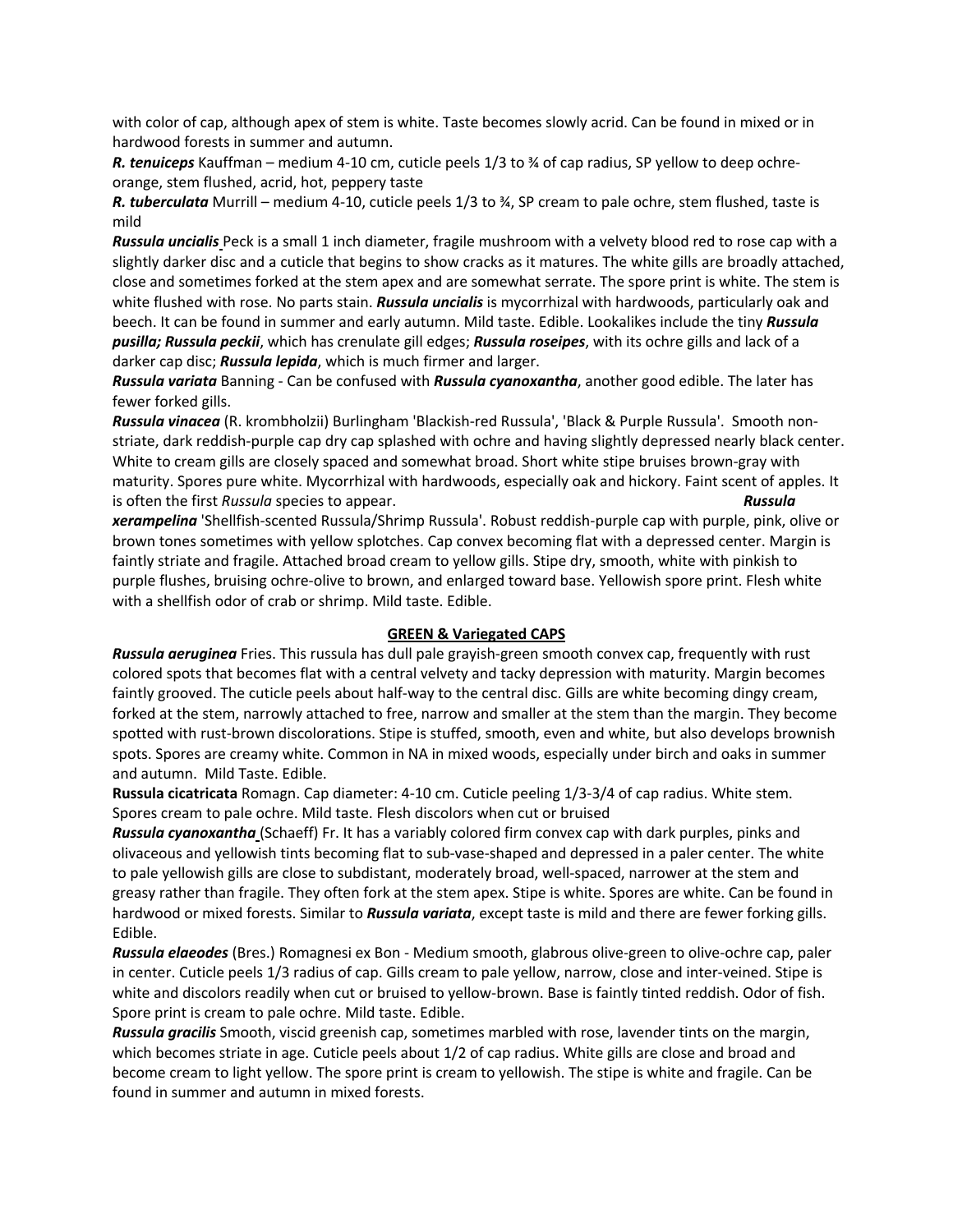with color of cap, although apex of stem is white. Taste becomes slowly acrid. Can be found in mixed or in hardwood forests in summer and autumn.

***R. tenuiceps*** Kauffman – medium 4-10 cm, cuticle peels 1/3 to ¾ of cap radius, SP yellow to deep ochre-orange, stem flushed, acrid, hot, peppery taste

***R. tuberculata*** Murrill – medium 4-10, cuticle peels 1/3 to ¾, SP cream to pale ochre, stem flushed, taste is mild

***Russula uncialis*** Peck is a small 1 inch diameter, fragile mushroom with a velvety blood red to rose cap with a slightly darker disc and a cuticle that begins to show cracks as it matures. The white gills are broadly attached, close and sometimes forked at the stem apex and are somewhat serrate. The spore print is white. The stem is white flushed with rose. No parts stain. ***Russula uncialis*** is mycorrhizal with hardwoods, particularly oak and beech. It can be found in summer and early autumn. Mild taste. Edible. Lookalikes include the tiny ***Russula pusilla; Russula peckii***, which has crenulate gill edges; ***Russula roseipes***, with its ochre gills and lack of a darker cap disc; ***Russula lepida***, which is much firmer and larger.

***Russula variata*** Banning - Can be confused with ***Russula cyanoxantha***, another good edible. The later has fewer forked gills.

***Russula vinacea*** (R. krombholzii) Burlingham 'Blackish-red Russula', 'Black & Purple Russula'. Smooth non-striate, dark reddish-purple cap dry cap splashed with ochre and having slightly depressed nearly black center. White to cream gills are closely spaced and somewhat broad. Short white stipe bruises brown-gray with maturity. Spores pure white. Mycorrhizal with hardwoods, especially oak and hickory. Faint scent of apples. It is often the first *Russula* species to appear.

***Russula xerampelina*** 'Shellfish-scented Russula/Shrimp Russula'. Robust reddish-purple cap with purple, pink, olive or brown tones sometimes with yellow splotches. Cap convex becoming flat with a depressed center. Margin is faintly striate and fragile. Attached broad cream to yellow gills. Stipe dry, smooth, white with pinkish to purple flushes, bruising ochre-olive to brown, and enlarged toward base. Yellowish spore print. Flesh white with a shellfish odor of crab or shrimp. Mild taste. Edible.

## GREEN & Variegated CAPS

***Russula aeruginea*** Fries. This russula has dull pale grayish-green smooth convex cap, frequently with rust colored spots that becomes flat with a central velvety and tacky depression with maturity. Margin becomes faintly grooved. The cuticle peels about half-way to the central disc. Gills are white becoming dingy cream, forked at the stem, narrowly attached to free, narrow and smaller at the stem than the margin. They become spotted with rust-brown discolorations. Stipe is stuffed, smooth, even and white, but also develops brownish spots. Spores are creamy white. Common in NA in mixed woods, especially under birch and oaks in summer and autumn. Mild Taste. Edible.

**Russula cicatricata** Romagn. Cap diameter: 4-10 cm. Cuticle peeling 1/3-3/4 of cap radius. White stem. Spores cream to pale ochre. Mild taste. Flesh discolors when cut or bruised

***Russula cyanoxantha*** (Schaeff) Fr. It has a variably colored firm convex cap with dark purples, pinks and olivaceous and yellowish tints becoming flat to sub-vase-shaped and depressed in a paler center. The white to pale yellowish gills are close to subdistant, moderately broad, well-spaced, narrower at the stem and greasy rather than fragile. They often fork at the stem apex. Stipe is white. Spores are white. Can be found in hardwood or mixed forests. Similar to ***Russula variata***, except taste is mild and there are fewer forking gills. Edible.

***Russula elaeodes*** (Bres.) Romagnesi ex Bon - Medium smooth, glabrous olive-green to olive-ochre cap, paler in center. Cuticle peels 1/3 radius of cap. Gills cream to pale yellow, narrow, close and inter-veined. Stipe is white and discolors readily when cut or bruised to yellow-brown. Base is faintly tinted reddish. Odor of fish. Spore print is cream to pale ochre. Mild taste. Edible.

***Russula gracilis*** Smooth, viscid greenish cap, sometimes marbled with rose, lavender tints on the margin, which becomes striate in age. Cuticle peels about 1/2 of cap radius. White gills are close and broad and become cream to light yellow. The spore print is cream to yellowish. The stipe is white and fragile. Can be found in summer and autumn in mixed forests.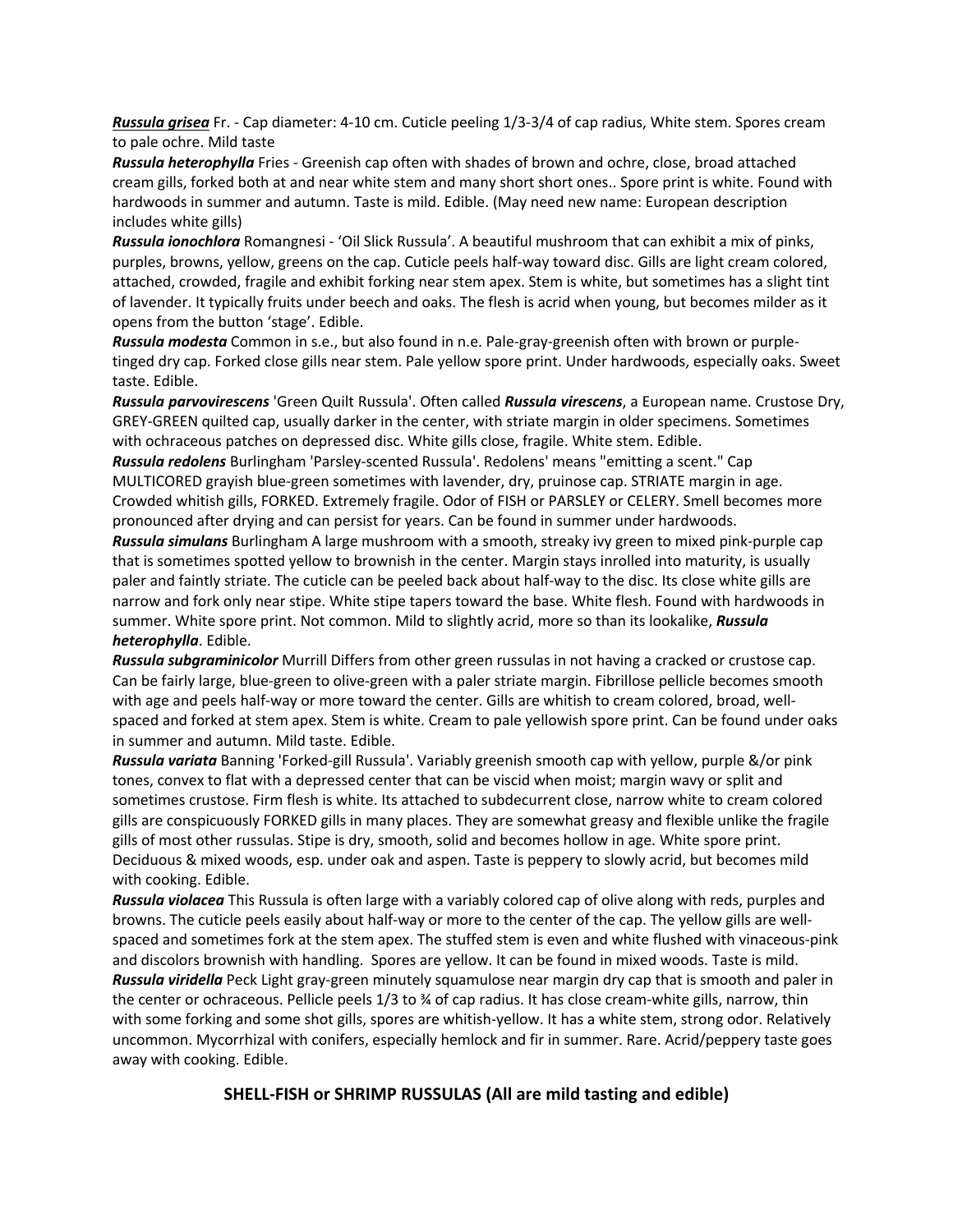***Russula grisea*** Fr. - Cap diameter: 4-10 cm. Cuticle peeling 1/3-3/4 of cap radius, White stem. Spores cream to pale ochre. Mild taste

***Russula heterophylla*** Fries - Greenish cap often with shades of brown and ochre, close, broad attached cream gills, forked both at and near white stem and many short short ones.. Spore print is white. Found with hardwoods in summer and autumn. Taste is mild. Edible. (May need new name: European description includes white gills)

***Russula ionochlora*** Romangnesi - 'Oil Slick Russula'. A beautiful mushroom that can exhibit a mix of pinks, purples, browns, yellow, greens on the cap. Cuticle peels half-way toward disc. Gills are light cream colored, attached, crowded, fragile and exhibit forking near stem apex. Stem is white, but sometimes has a slight tint of lavender. It typically fruits under beech and oaks. The flesh is acrid when young, but becomes milder as it opens from the button 'stage'. Edible.

***Russula modesta*** Common in s.e., but also found in n.e. Pale-gray-greenish often with brown or purple-tinged dry cap. Forked close gills near stem. Pale yellow spore print. Under hardwoods, especially oaks. Sweet taste. Edible.

***Russula parvovirescens*** 'Green Quilt Russula'. Often called ***Russula virescens***, a European name. Crustose Dry, GREY-GREEN quilted cap, usually darker in the center, with striate margin in older specimens. Sometimes with ochraceous patches on depressed disc. White gills close, fragile. White stem. Edible.

***Russula redolens*** Burlingham 'Parsley-scented Russula'. Redolens' means "emitting a scent." Cap MULTICORED grayish blue-green sometimes with lavender, dry, pruinose cap. STRIATE margin in age. Crowded whitish gills, FORKED. Extremely fragile. Odor of FISH or PARSLEY or CELERY. Smell becomes more pronounced after drying and can persist for years. Can be found in summer under hardwoods.

***Russula simulans*** Burlingham A large mushroom with a smooth, streaky ivy green to mixed pink-purple cap that is sometimes spotted yellow to brownish in the center. Margin stays inrolled into maturity, is usually paler and faintly striate. The cuticle can be peeled back about half-way to the disc. Its close white gills are narrow and fork only near stipe. White stipe tapers toward the base. White flesh. Found with hardwoods in summer. White spore print. Not common. Mild to slightly acrid, more so than its lookalike, ***Russula heterophylla***. Edible.

***Russula subgraminicolor*** Murrill Differs from other green russulas in not having a cracked or crustose cap. Can be fairly large, blue-green to olive-green with a paler striate margin. Fibrillose pellicle becomes smooth with age and peels half-way or more toward the center. Gills are whitish to cream colored, broad, well-spaced and forked at stem apex. Stem is white. Cream to pale yellowish spore print. Can be found under oaks in summer and autumn. Mild taste. Edible.

***Russula variata*** Banning 'Forked-gill Russula'. Variably greenish smooth cap with yellow, purple &/or pink tones, convex to flat with a depressed center that can be viscid when moist; margin wavy or split and sometimes crustose. Firm flesh is white. Its attached to subdecurrent close, narrow white to cream colored gills are conspicuously FORKED gills in many places. They are somewhat greasy and flexible unlike the fragile gills of most other russulas. Stipe is dry, smooth, solid and becomes hollow in age. White spore print. Deciduous & mixed woods, esp. under oak and aspen. Taste is peppery to slowly acrid, but becomes mild with cooking. Edible.

***Russula violacea*** This Russula is often large with a variably colored cap of olive along with reds, purples and browns. The cuticle peels easily about half-way or more to the center of the cap. The yellow gills are well-spaced and sometimes fork at the stem apex. The stuffed stem is even and white flushed with vinaceous-pink and discolors brownish with handling. Spores are yellow. It can be found in mixed woods. Taste is mild.

***Russula viridella*** Peck Light gray-green minutely squamulose near margin dry cap that is smooth and paler in the center or ochraceous. Pellicle peels 1/3 to ¾ of cap radius. It has close cream-white gills, narrow, thin with some forking and some shot gills, spores are whitish-yellow. It has a white stem, strong odor. Relatively uncommon. Mycorrhizal with conifers, especially hemlock and fir in summer. Rare. Acrid/peppery taste goes away with cooking. Edible.

## SHELL-FISH or SHRIMP RUSSULAS (All are mild tasting and edible)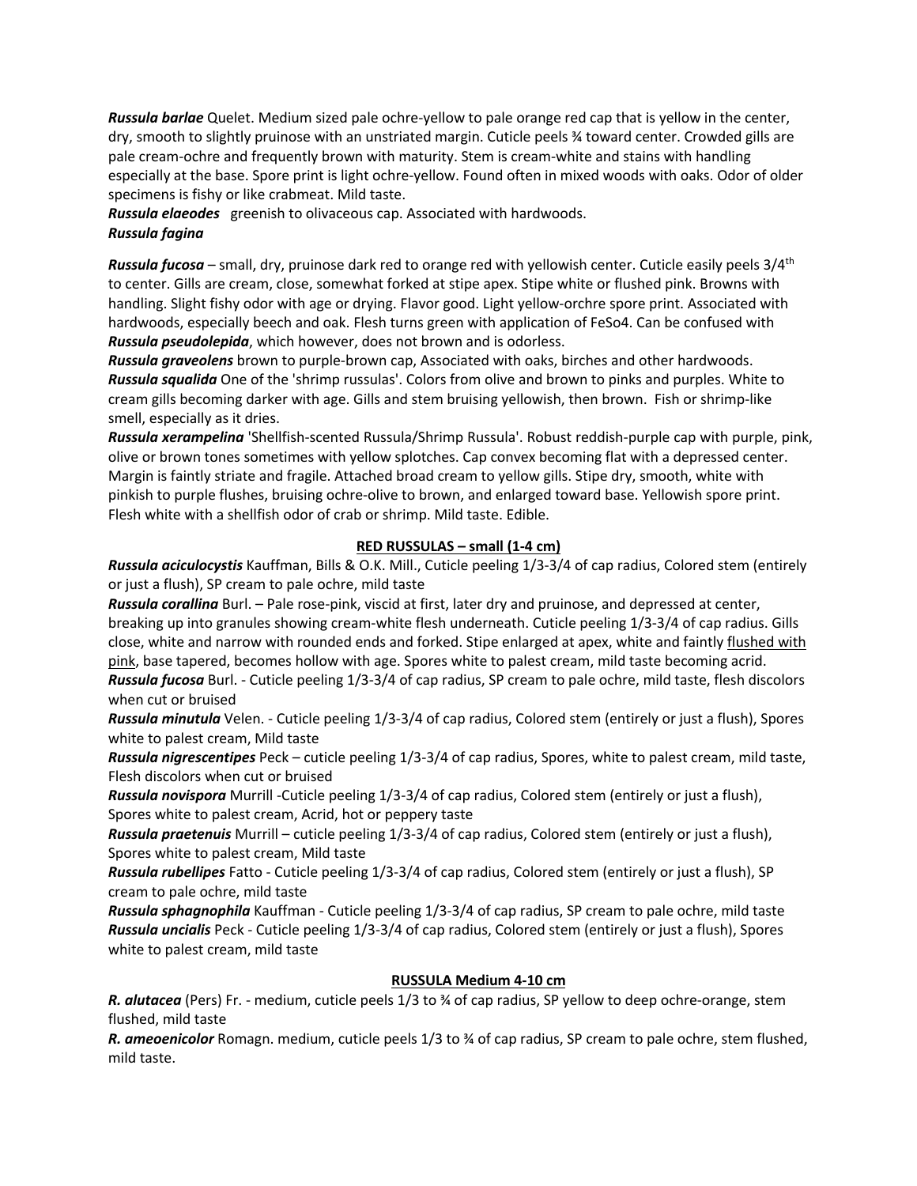***Russula barlae*** Quelet. Medium sized pale ochre-yellow to pale orange red cap that is yellow in the center, dry, smooth to slightly pruinose with an unstriated margin. Cuticle peels ¾ toward center. Crowded gills are pale cream-ochre and frequently brown with maturity. Stem is cream-white and stains with handling especially at the base. Spore print is light ochre-yellow. Found often in mixed woods with oaks. Odor of older specimens is fishy or like crabmeat. Mild taste.

***Russula elaeodes*** greenish to olivaceous cap. Associated with hardwoods.

***Russula fagina***

***Russula fucosa*** – small, dry, pruinose dark red to orange red with yellowish center. Cuticle easily peels 3/4th to center. Gills are cream, close, somewhat forked at stipe apex. Stipe white or flushed pink. Browns with handling. Slight fishy odor with age or drying. Flavor good. Light yellow-orchre spore print. Associated with hardwoods, especially beech and oak. Flesh turns green with application of $FeSo_4$. Can be confused with ***Russula pseudolepida***, which however, does not brown and is odorless.

***Russula graveolens*** brown to purple-brown cap, Associated with oaks, birches and other hardwoods.

***Russula squalida*** One of the 'shrimp russulas'. Colors from olive and brown to pinks and purples. White to cream gills becoming darker with age. Gills and stem bruising yellowish, then brown. Fish or shrimp-like smell, especially as it dries.

***Russula xerampelina*** 'Shellfish-scented Russula/Shrimp Russula'. Robust reddish-purple cap with purple, pink, olive or brown tones sometimes with yellow splotches. Cap convex becoming flat with a depressed center. Margin is faintly striate and fragile. Attached broad cream to yellow gills. Stipe dry, smooth, white with pinkish to purple flushes, bruising ochre-olive to brown, and enlarged toward base. Yellowish spore print. Flesh white with a shellfish odor of crab or shrimp. Mild taste. Edible.

## RED RUSSULAS – small (1-4 cm)

***Russula aciculocystis*** Kauffman, Bills & O.K. Mill., Cuticle peeling 1/3-3/4 of cap radius, Colored stem (entirely or just a flush), SP cream to pale ochre, mild taste

***Russula corallina*** Burl. – Pale rose-pink, viscid at first, later dry and pruinose, and depressed at center, breaking up into granules showing cream-white flesh underneath. Cuticle peeling 1/3-3/4 of cap radius. Gills close, white and narrow with rounded ends and forked. Stipe enlarged at apex, white and faintly <u>flushed with pink</u>, base tapered, becomes hollow with age. Spores white to palest cream, mild taste becoming acrid.

***Russula fucosa*** Burl. - Cuticle peeling 1/3-3/4 of cap radius, SP cream to pale ochre, mild taste, flesh discolors when cut or bruised

***Russula minutula*** Velen. - Cuticle peeling 1/3-3/4 of cap radius, Colored stem (entirely or just a flush), Spores white to palest cream, Mild taste

***Russula nigrescentipes*** Peck – cuticle peeling 1/3-3/4 of cap radius, Spores, white to palest cream, mild taste, Flesh discolors when cut or bruised

***Russula novispora*** Murrill -Cuticle peeling 1/3-3/4 of cap radius, Colored stem (entirely or just a flush), Spores white to palest cream, Acrid, hot or peppery taste

***Russula praetenuis*** Murrill – cuticle peeling 1/3-3/4 of cap radius, Colored stem (entirely or just a flush), Spores white to palest cream, Mild taste

***Russula rubellipes*** Fatto - Cuticle peeling 1/3-3/4 of cap radius, Colored stem (entirely or just a flush), SP cream to pale ochre, mild taste

***Russula sphagnophila*** Kauffman - Cuticle peeling 1/3-3/4 of cap radius, SP cream to pale ochre, mild taste

***Russula uncialis*** Peck - Cuticle peeling 1/3-3/4 of cap radius, Colored stem (entirely or just a flush), Spores white to palest cream - mild taste

## RUSSULA Medium 4-10 cm

***R. alutacea*** (Pers) Fr. - medium, cuticle peels 1/3 to ¾ of cap radius, SP yellow to deep ochre-orange, stem flushed, mild taste

***R. ameoenicolor*** Romagn. medium, cuticle peels 1/3 to ¾ of cap radius, SP cream to pale ochre, stem flushed, mild taste.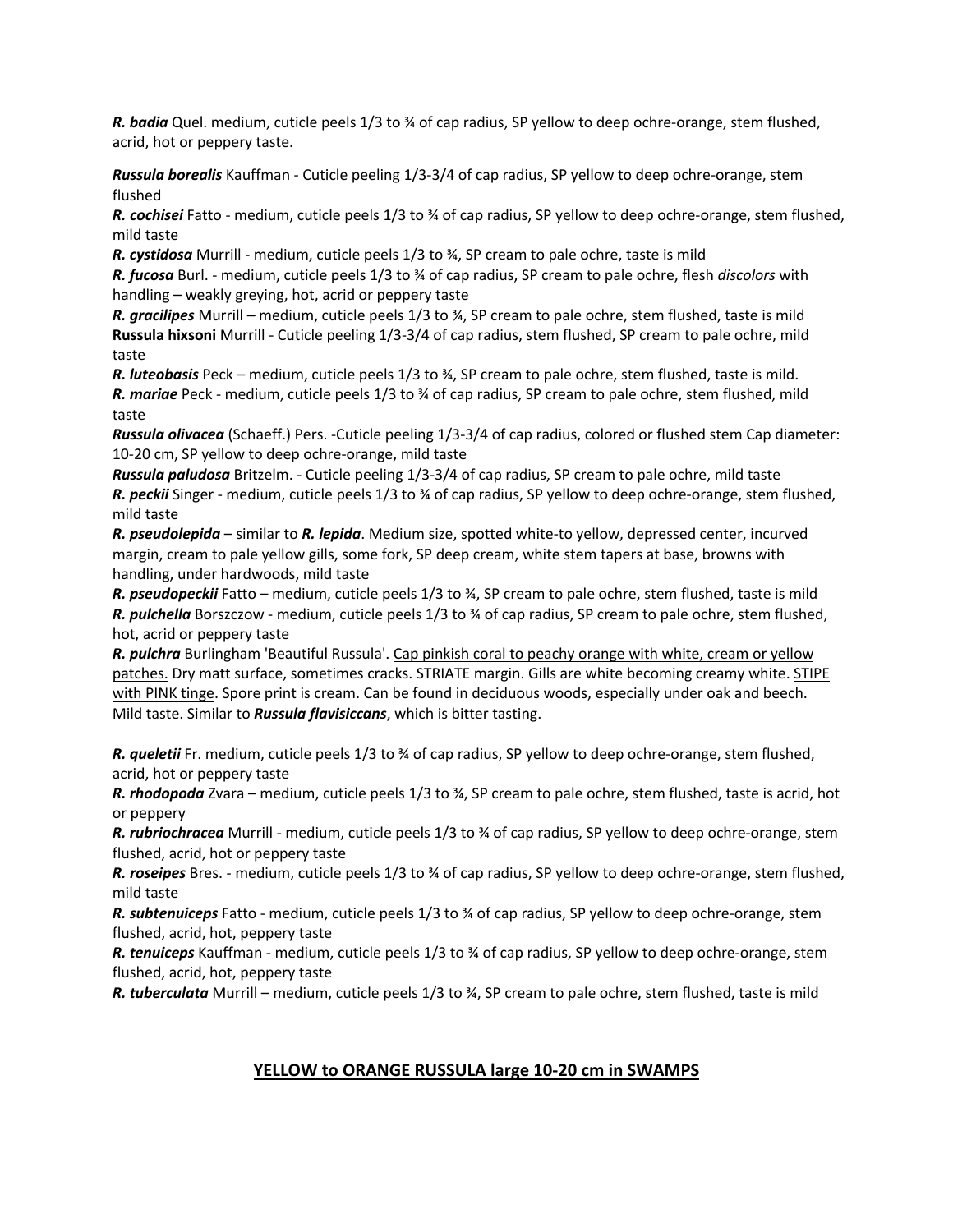***R. badia*** Quel. medium, cuticle peels 1/3 to ¾ of cap radius, SP yellow to deep ochre-orange, stem flushed, acrid, hot or peppery taste.

***Russula borealis*** Kauffman - Cuticle peeling 1/3-3/4 of cap radius, SP yellow to deep ochre-orange, stem flushed

***R. cochisei*** Fatto - medium, cuticle peels 1/3 to ¾ of cap radius, SP yellow to deep ochre-orange, stem flushed, mild taste

***R. cystidosa*** Murrill - medium, cuticle peels 1/3 to ¾, SP cream to pale ochre, taste is mild

***R. fucosa*** Burl. - medium, cuticle peels 1/3 to ¾ of cap radius, SP cream to pale ochre, flesh *discolors* with handling – weakly greying, hot, acrid or peppery taste

***R. gracilipes*** Murrill – medium, cuticle peels 1/3 to ¾, SP cream to pale ochre, stem flushed, taste is mild

**Russula hixsoni** Murrill - Cuticle peeling 1/3-3/4 of cap radius, stem flushed, SP cream to pale ochre, mild taste

***R. luteobasis*** Peck – medium, cuticle peels 1/3 to ¾, SP cream to pale ochre, stem flushed, taste is mild.

***R. mariae*** Peck - medium, cuticle peels 1/3 to ¾ of cap radius, SP cream to pale ochre, stem flushed, mild taste

***Russula olivacea*** (Schaeff.) Pers. -Cuticle peeling 1/3-3/4 of cap radius, colored or flushed stem Cap diameter: 10-20 cm, SP yellow to deep ochre-orange, mild taste

***Russula paludosa*** Britzelm. - Cuticle peeling 1/3-3/4 of cap radius, SP cream to pale ochre, mild taste

***R. peckii*** Singer - medium, cuticle peels 1/3 to ¾ of cap radius, SP yellow to deep ochre-orange, stem flushed, mild taste

***R. pseudolepida*** – similar to ***R. lepida***. Medium size, spotted white-to yellow, depressed center, incurved margin, cream to pale yellow gills, some fork, SP deep cream, white stem tapers at base, browns with handling, under hardwoods, mild taste

***R. pseudopeckii*** Fatto – medium, cuticle peels 1/3 to ¾, SP cream to pale ochre, stem flushed, taste is mild

***R. pulchella*** Borszczow - medium, cuticle peels 1/3 to ¾ of cap radius, SP cream to pale ochre, stem flushed, hot, acrid or peppery taste

***R. pulchra*** Burlingham 'Beautiful Russula'. <u>Cap pinkish coral to peachy orange with white, cream or yellow patches.</u> Dry matt surface, sometimes cracks. STRIATE margin. Gills are white becoming creamy white. <u>STIPE with PINK tinge</u>. Spore print is cream. Can be found in deciduous woods, especially under oak and beech. Mild taste. Similar to ***Russula flavisiccans***, which is bitter tasting.

***R. queletii*** Fr. medium, cuticle peels 1/3 to ¾ of cap radius, SP yellow to deep ochre-orange, stem flushed, acrid, hot or peppery taste

***R. rhodopoda*** Zvara – medium, cuticle peels 1/3 to ¾, SP cream to pale ochre, stem flushed, taste is acrid, hot or peppery

***R. rubriochracea*** Murrill - medium, cuticle peels 1/3 to ¾ of cap radius, SP yellow to deep ochre-orange, stem flushed, acrid, hot or peppery taste

***R. roseipes*** Bres. - medium, cuticle peels 1/3 to ¾ of cap radius, SP yellow to deep ochre-orange, stem flushed, mild taste

***R. subtenuiceps*** Fatto - medium, cuticle peels 1/3 to ¾ of cap radius, SP yellow to deep ochre-orange, stem flushed, acrid, hot, peppery taste

***R. tenuiceps*** Kauffman - medium, cuticle peels 1/3 to ¾ of cap radius, SP yellow to deep ochre-orange, stem flushed, acrid, hot, peppery taste

***R. tuberculata*** Murrill – medium, cuticle peels 1/3 to ¾, SP cream to pale ochre, stem flushed, taste is mild

## <u>YELLOW to ORANGE RUSSULA large 10-20 cm in SWAMPS</u>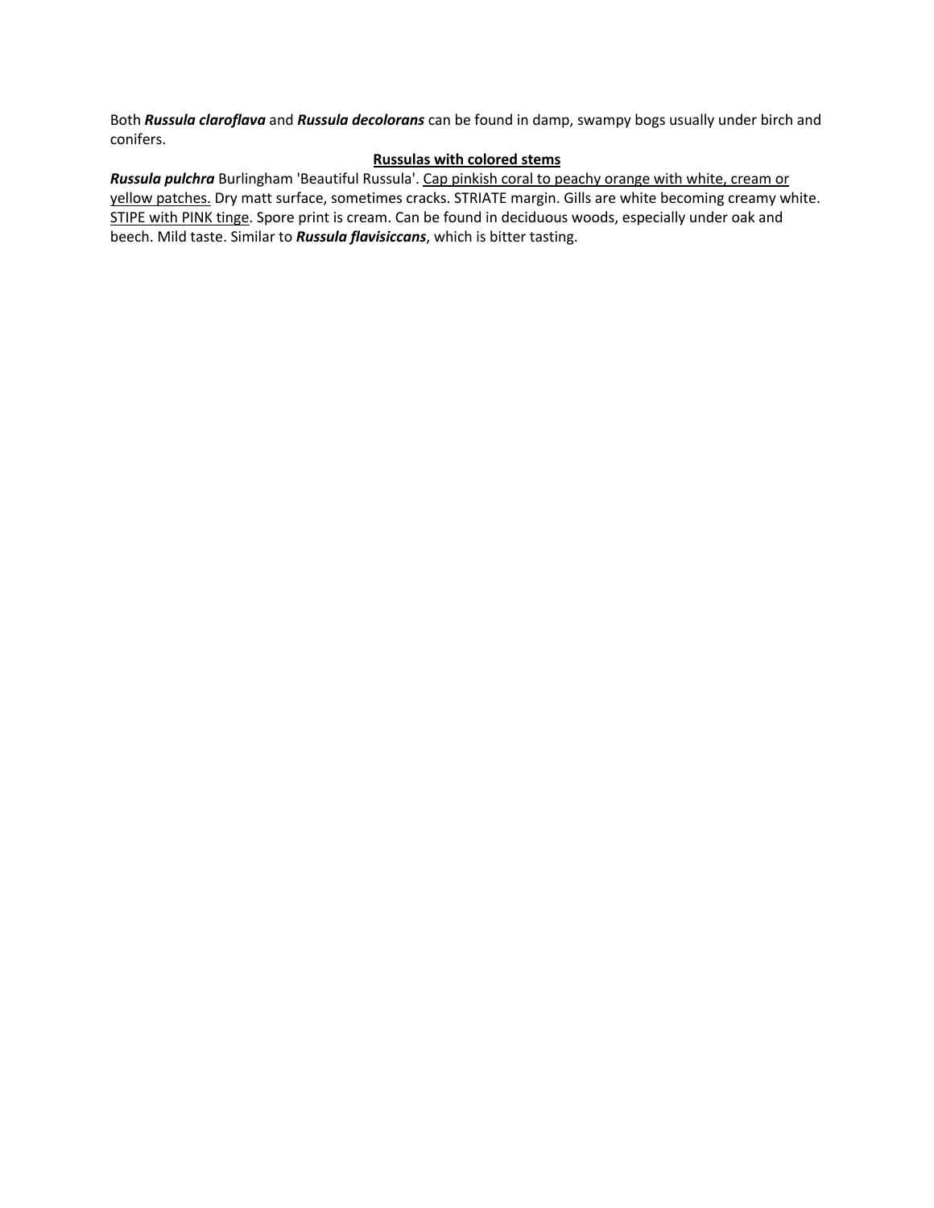Both ***Russula claroflava*** and ***Russula decolorans*** can be found in damp, swampy bogs usually under birch and conifers.

### <u>Russulas with colored stems</u>

***Russula pulchra*** Burlingham 'Beautiful Russula'. <u>Cap pinkish coral to peachy orange with white, cream or yellow patches.</u> Dry matt surface, sometimes cracks. STRIATE margin. Gills are white becoming creamy white. <u>STIPE with PINK tinge</u>. Spore print is cream. Can be found in deciduous woods, especially under oak and beech. Mild taste. Similar to ***Russula flavisiccans***, which is bitter tasting.